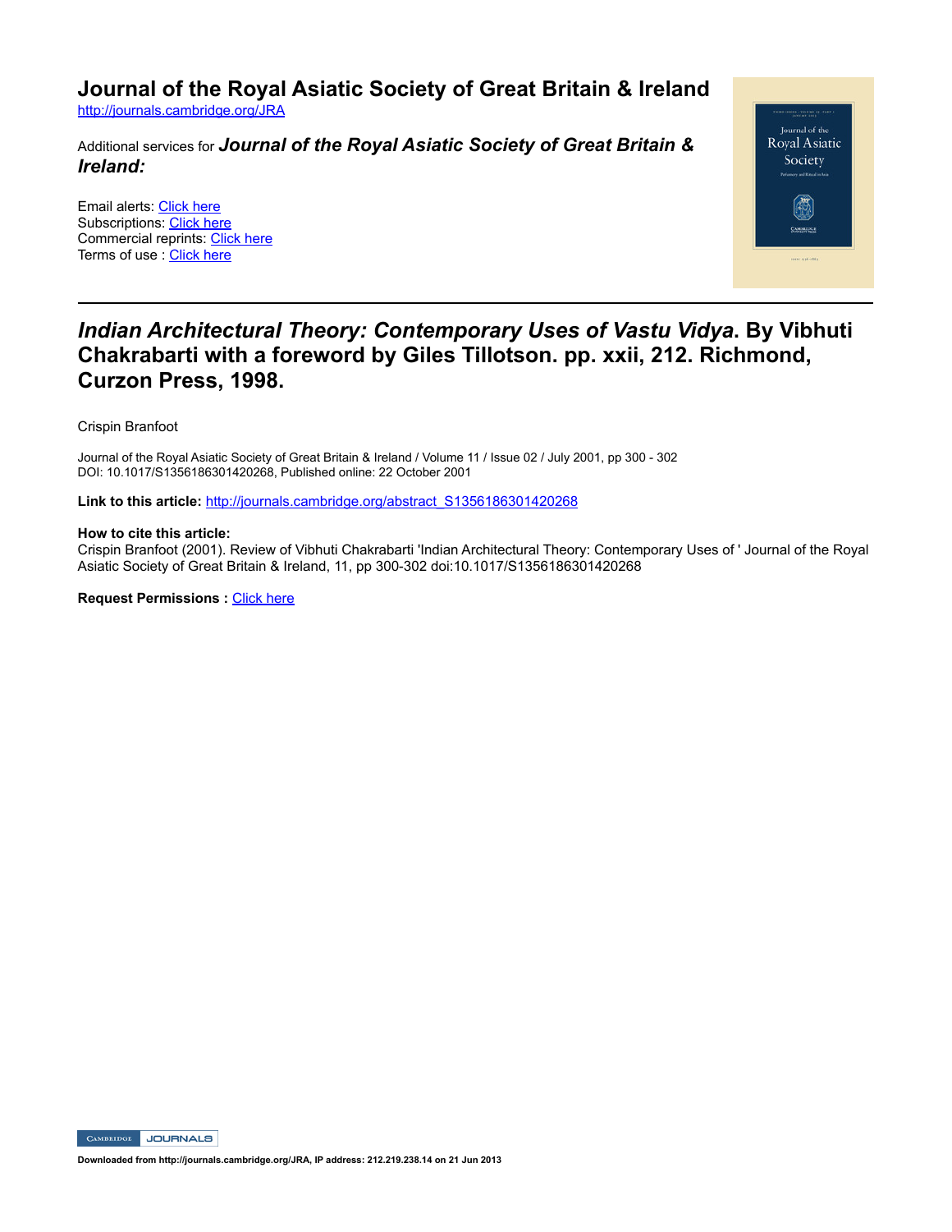# Journal of the Royal Asiatic Society of Great Britain & Ireland

http://journals.cambridge.org/JRA

Additional services for ***Journal of the Royal Asiatic Society of Great Britain & Ireland:***

Email alerts: Click here
Subscriptions: Click here
Commercial reprints: Click here
Terms of use : Click here

---

## *Indian Architectural Theory: Contemporary Uses of Vastu Vidya*. By Vibhuti Chakrabarti with a foreword by Giles Tillotson. pp. xxii, 212. Richmond, Curzon Press, 1998.

Crispin Branfoot

Journal of the Royal Asiatic Society of Great Britain & Ireland / Volume 11 / Issue 02 / July 2001, pp 300 - 302
DOI: 10.1017/S1356186301420268, Published online: 22 October 2001

**Link to this article:** http://journals.cambridge.org/abstract_S1356186301420268

**How to cite this article:**
Crispin Branfoot (2001). Review of Vibhuti Chakrabarti 'Indian Architectural Theory: Contemporary Uses of ' Journal of the Royal Asiatic Society of Great Britain & Ireland, 11, pp 300-302 doi:10.1017/S1356186301420268

**Request Permissions :** Click here

**Downloaded from http://journals.cambridge.org/JRA, IP address: 212.219.238.14 on 21 Jun 2013**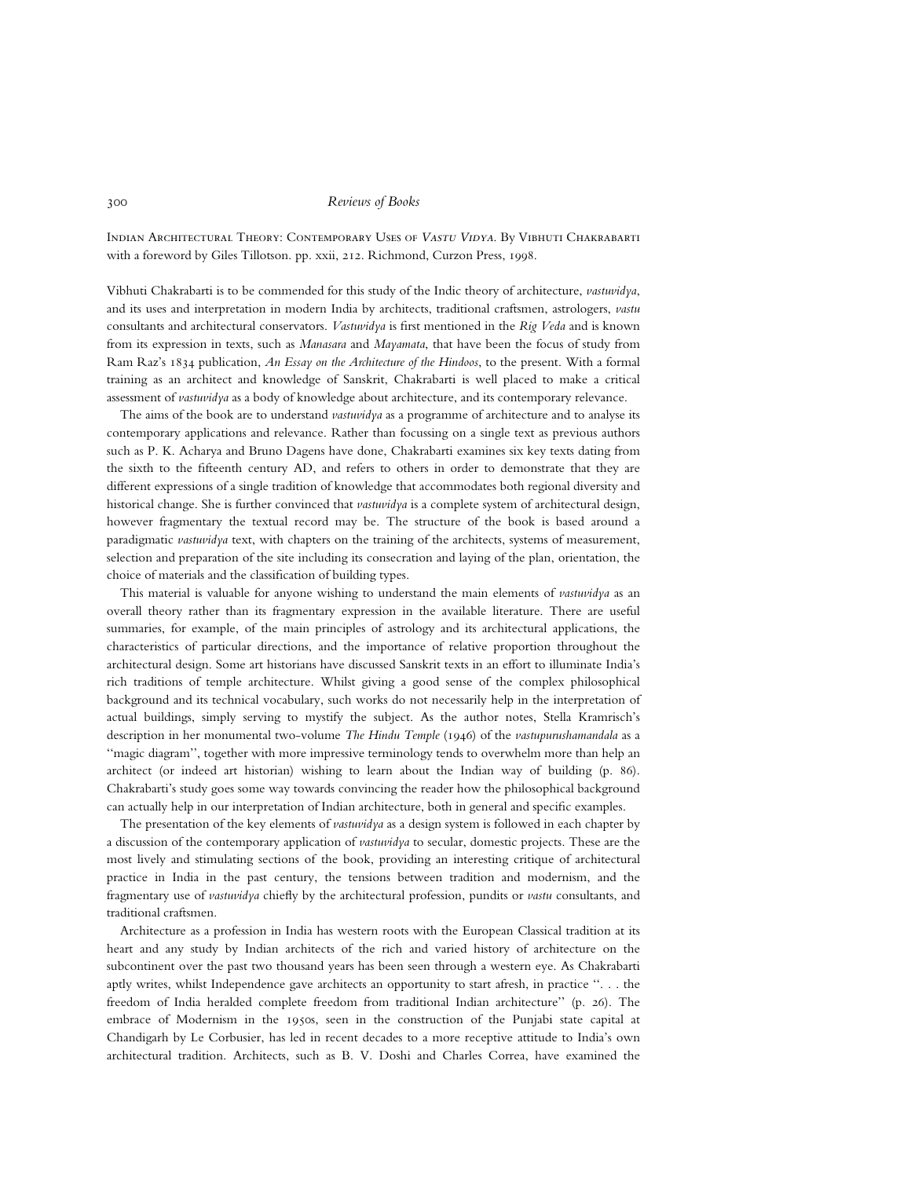Indian Architectural Theory: Contemporary Uses of *Vastu Vidya*. By Vibhuti Chakrabarti with a foreword by Giles Tillotson. pp. xxii, 212. Richmond, Curzon Press, 1998.

Vibhuti Chakrabarti is to be commended for this study of the Indic theory of architecture, *vastuvidya*, and its uses and interpretation in modern India by architects, traditional craftsmen, astrologers, *vastu* consultants and architectural conservators. *Vastuvidya* is first mentioned in the *Rig Veda* and is known from its expression in texts, such as *Manasara* and *Mayamata*, that have been the focus of study from Ram Raz's 1834 publication, *An Essay on the Architecture of the Hindoos*, to the present. With a formal training as an architect and knowledge of Sanskrit, Chakrabarti is well placed to make a critical assessment of *vastuvidya* as a body of knowledge about architecture, and its contemporary relevance.

The aims of the book are to understand *vastuvidya* as a programme of architecture and to analyse its contemporary applications and relevance. Rather than focussing on a single text as previous authors such as P. K. Acharya and Bruno Dagens have done, Chakrabarti examines six key texts dating from the sixth to the fifteenth century AD, and refers to others in order to demonstrate that they are different expressions of a single tradition of knowledge that accommodates both regional diversity and historical change. She is further convinced that *vastuvidya* is a complete system of architectural design, however fragmentary the textual record may be. The structure of the book is based around a paradigmatic *vastuvidya* text, with chapters on the training of the architects, systems of measurement, selection and preparation of the site including its consecration and laying of the plan, orientation, the choice of materials and the classification of building types.

This material is valuable for anyone wishing to understand the main elements of *vastuvidya* as an overall theory rather than its fragmentary expression in the available literature. There are useful summaries, for example, of the main principles of astrology and its architectural applications, the characteristics of particular directions, and the importance of relative proportion throughout the architectural design. Some art historians have discussed Sanskrit texts in an effort to illuminate India's rich traditions of temple architecture. Whilst giving a good sense of the complex philosophical background and its technical vocabulary, such works do not necessarily help in the interpretation of actual buildings, simply serving to mystify the subject. As the author notes, Stella Kramrisch's description in her monumental two-volume *The Hindu Temple* (1946) of the *vastupurushamandala* as a "magic diagram", together with more impressive terminology tends to overwhelm more than help an architect (or indeed art historian) wishing to learn about the Indian way of building (p. 86). Chakrabarti's study goes some way towards convincing the reader how the philosophical background can actually help in our interpretation of Indian architecture, both in general and specific examples.

The presentation of the key elements of *vastuvidya* as a design system is followed in each chapter by a discussion of the contemporary application of *vastuvidya* to secular, domestic projects. These are the most lively and stimulating sections of the book, providing an interesting critique of architectural practice in India in the past century, the tensions between tradition and modernism, and the fragmentary use of *vastuvidya* chiefly by the architectural profession, pundits or *vastu* consultants, and traditional craftsmen.

Architecture as a profession in India has western roots with the European Classical tradition at its heart and any study by Indian architects of the rich and varied history of architecture on the subcontinent over the past two thousand years has been seen through a western eye. As Chakrabarti aptly writes, whilst Independence gave architects an opportunity to start afresh, in practice ". . . the freedom of India heralded complete freedom from traditional Indian architecture" (p. 26). The embrace of Modernism in the 1950s, seen in the construction of the Punjabi state capital at Chandigarh by Le Corbusier, has led in recent decades to a more receptive attitude to India's own architectural tradition. Architects, such as B. V. Doshi and Charles Correa, have examined the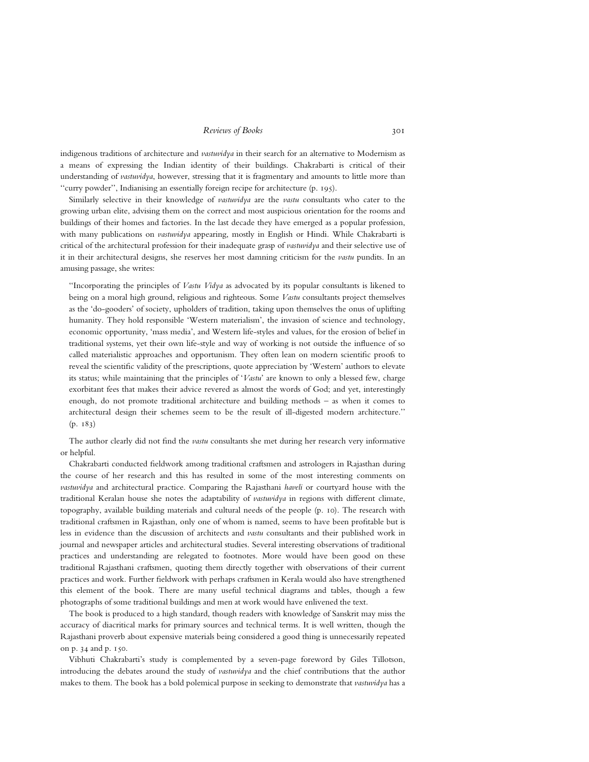indigenous traditions of architecture and *vastuvidya* in their search for an alternative to Modernism as a means of expressing the Indian identity of their buildings. Chakrabarti is critical of their understanding of *vastuvidya*, however, stressing that it is fragmentary and amounts to little more than "curry powder", Indianising an essentially foreign recipe for architecture (p. 195).

Similarly selective in their knowledge of *vastuvidya* are the *vastu* consultants who cater to the growing urban elite, advising them on the correct and most auspicious orientation for the rooms and buildings of their homes and factories. In the last decade they have emerged as a popular profession, with many publications on *vastuvidya* appearing, mostly in English or Hindi. While Chakrabarti is critical of the architectural profession for their inadequate grasp of *vastuvidya* and their selective use of it in their architectural designs, she reserves her most damning criticism for the *vastu* pundits. In an amusing passage, she writes:

> "Incorporating the principles of *Vastu Vidya* as advocated by its popular consultants is likened to being on a moral high ground, religious and righteous. Some *Vastu* consultants project themselves as the 'do-gooders' of society, upholders of tradition, taking upon themselves the onus of uplifting humanity. They hold responsible 'Western materialism', the invasion of science and technology, economic opportunity, 'mass media', and Western life-styles and values, for the erosion of belief in traditional systems, yet their own life-style and way of working is not outside the influence of so called materialistic approaches and opportunism. They often lean on modern scientific proofs to reveal the scientific validity of the prescriptions, quote appreciation by 'Western' authors to elevate its status; while maintaining that the principles of '*Vastu*' are known to only a blessed few, charge exorbitant fees that makes their advice revered as almost the words of God; and yet, interestingly enough, do not promote traditional architecture and building methods – as when it comes to architectural design their schemes seem to be the result of ill-digested modern architecture." (p. 183)

The author clearly did not find the *vastu* consultants she met during her research very informative or helpful.

Chakrabarti conducted fieldwork among traditional craftsmen and astrologers in Rajasthan during the course of her research and this has resulted in some of the most interesting comments on *vastuvidya* and architectural practice. Comparing the Rajasthani *haveli* or courtyard house with the traditional Keralan house she notes the adaptability of *vastuvidya* in regions with different climate, topography, available building materials and cultural needs of the people (p. 10). The research with traditional craftsmen in Rajasthan, only one of whom is named, seems to have been profitable but is less in evidence than the discussion of architects and *vastu* consultants and their published work in journal and newspaper articles and architectural studies. Several interesting observations of traditional practices and understanding are relegated to footnotes. More would have been good on these traditional Rajasthani craftsmen, quoting them directly together with observations of their current practices and work. Further fieldwork with perhaps craftsmen in Kerala would also have strengthened this element of the book. There are many useful technical diagrams and tables, though a few photographs of some traditional buildings and men at work would have enlivened the text.

The book is produced to a high standard, though readers with knowledge of Sanskrit may miss the accuracy of diacritical marks for primary sources and technical terms. It is well written, though the Rajasthani proverb about expensive materials being considered a good thing is unnecessarily repeated on p. 34 and p. 150.

Vibhuti Chakrabarti's study is complemented by a seven-page foreword by Giles Tillotson, introducing the debates around the study of *vastuvidya* and the chief contributions that the author makes to them. The book has a bold polemical purpose in seeking to demonstrate that *vastuvidya* has a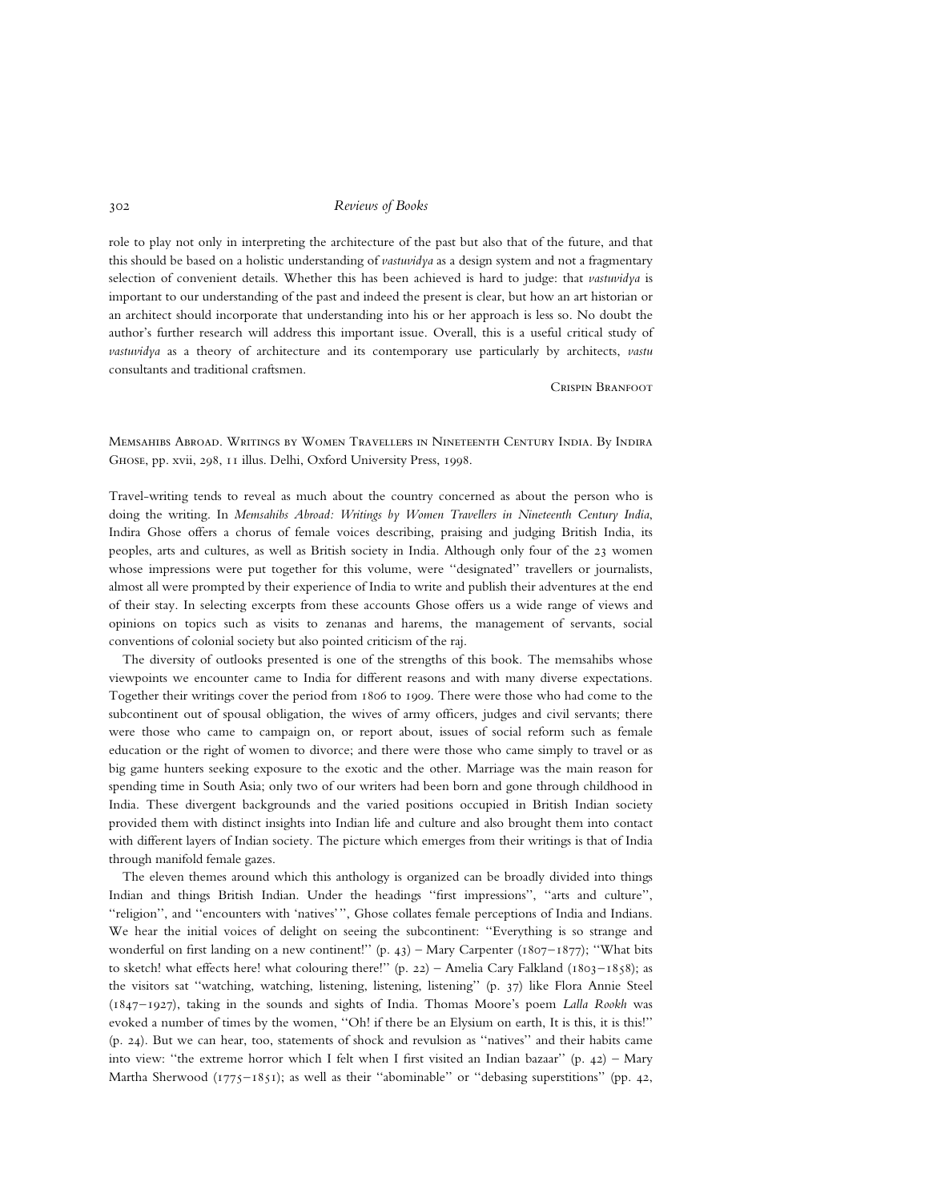role to play not only in interpreting the architecture of the past but also that of the future, and that this should be based on a holistic understanding of *vastuvidya* as a design system and not a fragmentary selection of convenient details. Whether this has been achieved is hard to judge: that *vastuvidya* is important to our understanding of the past and indeed the present is clear, but how an art historian or an architect should incorporate that understanding into his or her approach is less so. No doubt the author's further research will address this important issue. Overall, this is a useful critical study of *vastuvidya* as a theory of architecture and its contemporary use particularly by architects, *vastu* consultants and traditional craftsmen.

Crispin Branfoot

Memsahibs Abroad. Writings by Women Travellers in Nineteenth Century India. By Indira Ghose, pp. xvii, 298, 11 illus. Delhi, Oxford University Press, 1998.

Travel-writing tends to reveal as much about the country concerned as about the person who is doing the writing. In *Memsahibs Abroad: Writings by Women Travellers in Nineteenth Century India*, Indira Ghose offers a chorus of female voices describing, praising and judging British India, its peoples, arts and cultures, as well as British society in India. Although only four of the 23 women whose impressions were put together for this volume, were "designated" travellers or journalists, almost all were prompted by their experience of India to write and publish their adventures at the end of their stay. In selecting excerpts from these accounts Ghose offers us a wide range of views and opinions on topics such as visits to zenanas and harems, the management of servants, social conventions of colonial society but also pointed criticism of the raj.

The diversity of outlooks presented is one of the strengths of this book. The memsahibs whose viewpoints we encounter came to India for different reasons and with many diverse expectations. Together their writings cover the period from 1806 to 1909. There were those who had come to the subcontinent out of spousal obligation, the wives of army officers, judges and civil servants; there were those who came to campaign on, or report about, issues of social reform such as female education or the right of women to divorce; and there were those who came simply to travel or as big game hunters seeking exposure to the exotic and the other. Marriage was the main reason for spending time in South Asia; only two of our writers had been born and gone through childhood in India. These divergent backgrounds and the varied positions occupied in British Indian society provided them with distinct insights into Indian life and culture and also brought them into contact with different layers of Indian society. The picture which emerges from their writings is that of India through manifold female gazes.

The eleven themes around which this anthology is organized can be broadly divided into things Indian and things British Indian. Under the headings "first impressions", "arts and culture", "religion", and "encounters with 'natives'", Ghose collates female perceptions of India and Indians. We hear the initial voices of delight on seeing the subcontinent: "Everything is so strange and wonderful on first landing on a new continent!" (p. 43) – Mary Carpenter (1807–1877); "What bits to sketch! what effects here! what colouring there!" (p. 22) – Amelia Cary Falkland (1803–1858); as the visitors sat "watching, watching, listening, listening, listening" (p. 37) like Flora Annie Steel (1847–1927), taking in the sounds and sights of India. Thomas Moore's poem *Lalla Rookh* was evoked a number of times by the women, "Oh! if there be an Elysium on earth, It is this, it is this!" (p. 24). But we can hear, too, statements of shock and revulsion as "natives" and their habits came into view: "the extreme horror which I felt when I first visited an Indian bazaar" (p. 42) – Mary Martha Sherwood (1775–1851); as well as their "abominable" or "debasing superstitions" (pp. 42,